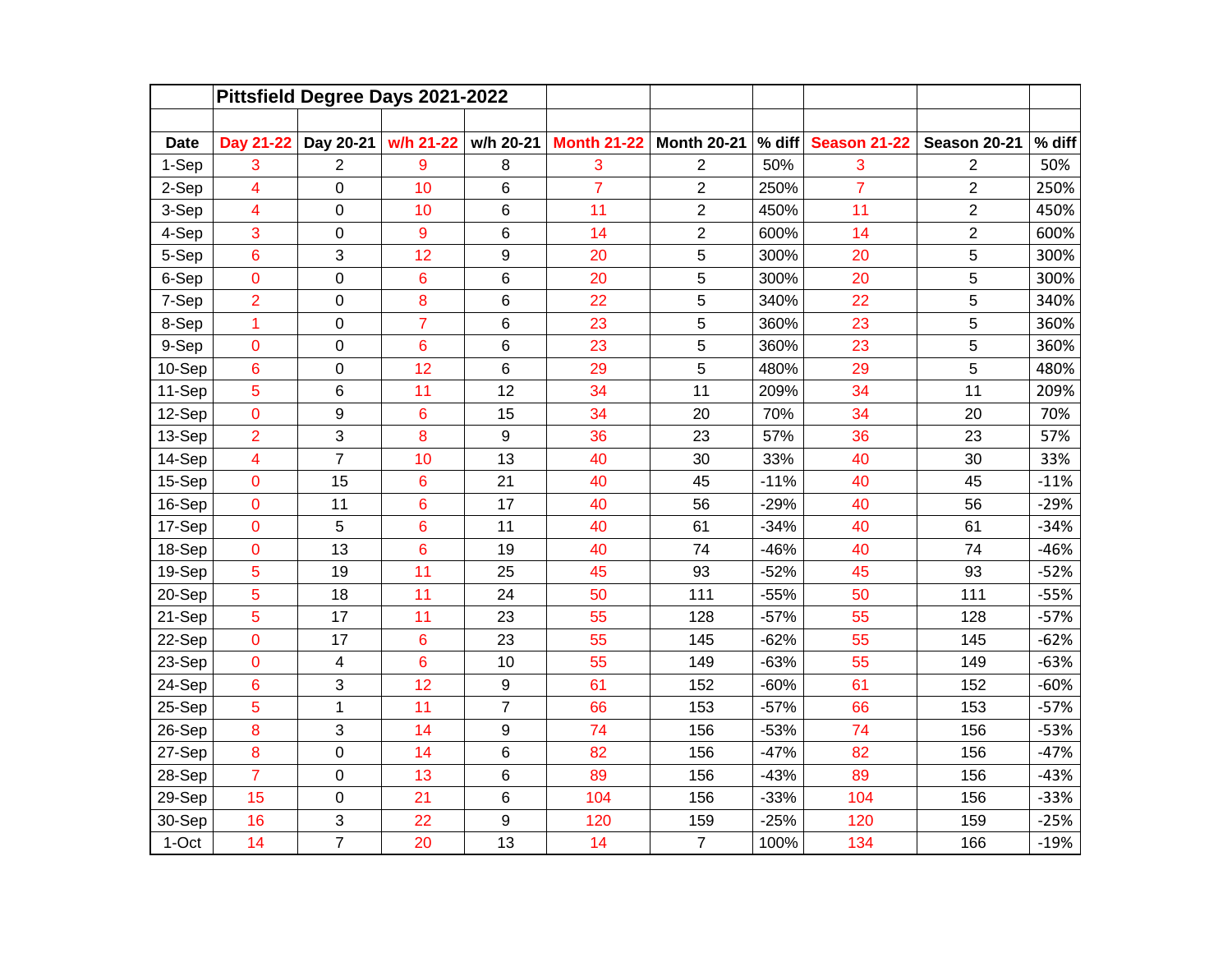| | Pittsfield Degree Days 2021-2022 | | | | | | | | | |
|---|---|---|---|---|---|---|---|---|---|---|
| **Date** | **Day 21-22** | **Day 20-21** | **w/h 21-22** | **w/h 20-21** | **Month 21-22** | **Month 20-21** | **% diff** | **Season 21-22** | **Season 20-21** | **% diff** |
| 1-Sep | 3 | 2 | 9 | 8 | 3 | 2 | 50% | 3 | 2 | 50% |
| 2-Sep | 4 | 0 | 10 | 6 | 7 | 2 | 250% | 7 | 2 | 250% |
| 3-Sep | 4 | 0 | 10 | 6 | 11 | 2 | 450% | 11 | 2 | 450% |
| 4-Sep | 3 | 0 | 9 | 6 | 14 | 2 | 600% | 14 | 2 | 600% |
| 5-Sep | 6 | 3 | 12 | 9 | 20 | 5 | 300% | 20 | 5 | 300% |
| 6-Sep | 0 | 0 | 6 | 6 | 20 | 5 | 300% | 20 | 5 | 300% |
| 7-Sep | 2 | 0 | 8 | 6 | 22 | 5 | 340% | 22 | 5 | 340% |
| 8-Sep | 1 | 0 | 7 | 6 | 23 | 5 | 360% | 23 | 5 | 360% |
| 9-Sep | 0 | 0 | 6 | 6 | 23 | 5 | 360% | 23 | 5 | 360% |
| 10-Sep | 6 | 0 | 12 | 6 | 29 | 5 | 480% | 29 | 5 | 480% |
| 11-Sep | 5 | 6 | 11 | 12 | 34 | 11 | 209% | 34 | 11 | 209% |
| 12-Sep | 0 | 9 | 6 | 15 | 34 | 20 | 70% | 34 | 20 | 70% |
| 13-Sep | 2 | 3 | 8 | 9 | 36 | 23 | 57% | 36 | 23 | 57% |
| 14-Sep | 4 | 7 | 10 | 13 | 40 | 30 | 33% | 40 | 30 | 33% |
| 15-Sep | 0 | 15 | 6 | 21 | 40 | 45 | -11% | 40 | 45 | -11% |
| 16-Sep | 0 | 11 | 6 | 17 | 40 | 56 | -29% | 40 | 56 | -29% |
| 17-Sep | 0 | 5 | 6 | 11 | 40 | 61 | -34% | 40 | 61 | -34% |
| 18-Sep | 0 | 13 | 6 | 19 | 40 | 74 | -46% | 40 | 74 | -46% |
| 19-Sep | 5 | 19 | 11 | 25 | 45 | 93 | -52% | 45 | 93 | -52% |
| 20-Sep | 5 | 18 | 11 | 24 | 50 | 111 | -55% | 50 | 111 | -55% |
| 21-Sep | 5 | 17 | 11 | 23 | 55 | 128 | -57% | 55 | 128 | -57% |
| 22-Sep | 0 | 17 | 6 | 23 | 55 | 145 | -62% | 55 | 145 | -62% |
| 23-Sep | 0 | 4 | 6 | 10 | 55 | 149 | -63% | 55 | 149 | -63% |
| 24-Sep | 6 | 3 | 12 | 9 | 61 | 152 | -60% | 61 | 152 | -60% |
| 25-Sep | 5 | 1 | 11 | 7 | 66 | 153 | -57% | 66 | 153 | -57% |
| 26-Sep | 8 | 3 | 14 | 9 | 74 | 156 | -53% | 74 | 156 | -53% |
| 27-Sep | 8 | 0 | 14 | 6 | 82 | 156 | -47% | 82 | 156 | -47% |
| 28-Sep | 7 | 0 | 13 | 6 | 89 | 156 | -43% | 89 | 156 | -43% |
| 29-Sep | 15 | 0 | 21 | 6 | 104 | 156 | -33% | 104 | 156 | -33% |
| 30-Sep | 16 | 3 | 22 | 9 | 120 | 159 | -25% | 120 | 159 | -25% |
| 1-Oct | 14 | 7 | 20 | 13 | 14 | 7 | 100% | 134 | 166 | -19% |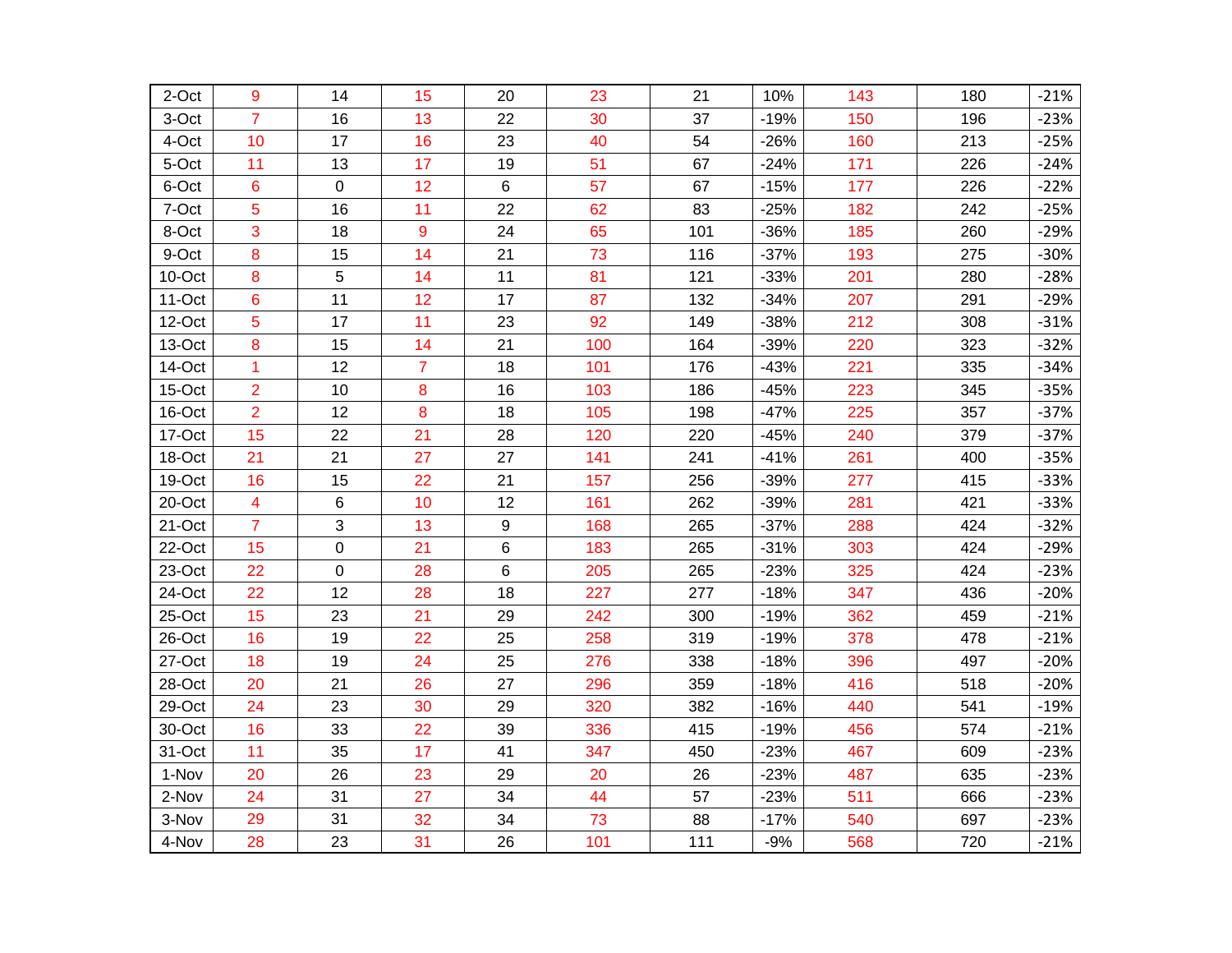| 2-Oct | 9 | 14 | 15 | 20 | 23 | 21 | 10% | 143 | 180 | -21% |
|---|---|---|---|---|---|---|---|---|---|---|
| 3-Oct | 7 | 16 | 13 | 22 | 30 | 37 | -19% | 150 | 196 | -23% |
| 4-Oct | 10 | 17 | 16 | 23 | 40 | 54 | -26% | 160 | 213 | -25% |
| 5-Oct | 11 | 13 | 17 | 19 | 51 | 67 | -24% | 171 | 226 | -24% |
| 6-Oct | 6 | 0 | 12 | 6 | 57 | 67 | -15% | 177 | 226 | -22% |
| 7-Oct | 5 | 16 | 11 | 22 | 62 | 83 | -25% | 182 | 242 | -25% |
| 8-Oct | 3 | 18 | 9 | 24 | 65 | 101 | -36% | 185 | 260 | -29% |
| 9-Oct | 8 | 15 | 14 | 21 | 73 | 116 | -37% | 193 | 275 | -30% |
| 10-Oct | 8 | 5 | 14 | 11 | 81 | 121 | -33% | 201 | 280 | -28% |
| 11-Oct | 6 | 11 | 12 | 17 | 87 | 132 | -34% | 207 | 291 | -29% |
| 12-Oct | 5 | 17 | 11 | 23 | 92 | 149 | -38% | 212 | 308 | -31% |
| 13-Oct | 8 | 15 | 14 | 21 | 100 | 164 | -39% | 220 | 323 | -32% |
| 14-Oct | 1 | 12 | 7 | 18 | 101 | 176 | -43% | 221 | 335 | -34% |
| 15-Oct | 2 | 10 | 8 | 16 | 103 | 186 | -45% | 223 | 345 | -35% |
| 16-Oct | 2 | 12 | 8 | 18 | 105 | 198 | -47% | 225 | 357 | -37% |
| 17-Oct | 15 | 22 | 21 | 28 | 120 | 220 | -45% | 240 | 379 | -37% |
| 18-Oct | 21 | 21 | 27 | 27 | 141 | 241 | -41% | 261 | 400 | -35% |
| 19-Oct | 16 | 15 | 22 | 21 | 157 | 256 | -39% | 277 | 415 | -33% |
| 20-Oct | 4 | 6 | 10 | 12 | 161 | 262 | -39% | 281 | 421 | -33% |
| 21-Oct | 7 | 3 | 13 | 9 | 168 | 265 | -37% | 288 | 424 | -32% |
| 22-Oct | 15 | 0 | 21 | 6 | 183 | 265 | -31% | 303 | 424 | -29% |
| 23-Oct | 22 | 0 | 28 | 6 | 205 | 265 | -23% | 325 | 424 | -23% |
| 24-Oct | 22 | 12 | 28 | 18 | 227 | 277 | -18% | 347 | 436 | -20% |
| 25-Oct | 15 | 23 | 21 | 29 | 242 | 300 | -19% | 362 | 459 | -21% |
| 26-Oct | 16 | 19 | 22 | 25 | 258 | 319 | -19% | 378 | 478 | -21% |
| 27-Oct | 18 | 19 | 24 | 25 | 276 | 338 | -18% | 396 | 497 | -20% |
| 28-Oct | 20 | 21 | 26 | 27 | 296 | 359 | -18% | 416 | 518 | -20% |
| 29-Oct | 24 | 23 | 30 | 29 | 320 | 382 | -16% | 440 | 541 | -19% |
| 30-Oct | 16 | 33 | 22 | 39 | 336 | 415 | -19% | 456 | 574 | -21% |
| 31-Oct | 11 | 35 | 17 | 41 | 347 | 450 | -23% | 467 | 609 | -23% |
| 1-Nov | 20 | 26 | 23 | 29 | 20 | 26 | -23% | 487 | 635 | -23% |
| 2-Nov | 24 | 31 | 27 | 34 | 44 | 57 | -23% | 511 | 666 | -23% |
| 3-Nov | 29 | 31 | 32 | 34 | 73 | 88 | -17% | 540 | 697 | -23% |
| 4-Nov | 28 | 23 | 31 | 26 | 101 | 111 | -9% | 568 | 720 | -21% |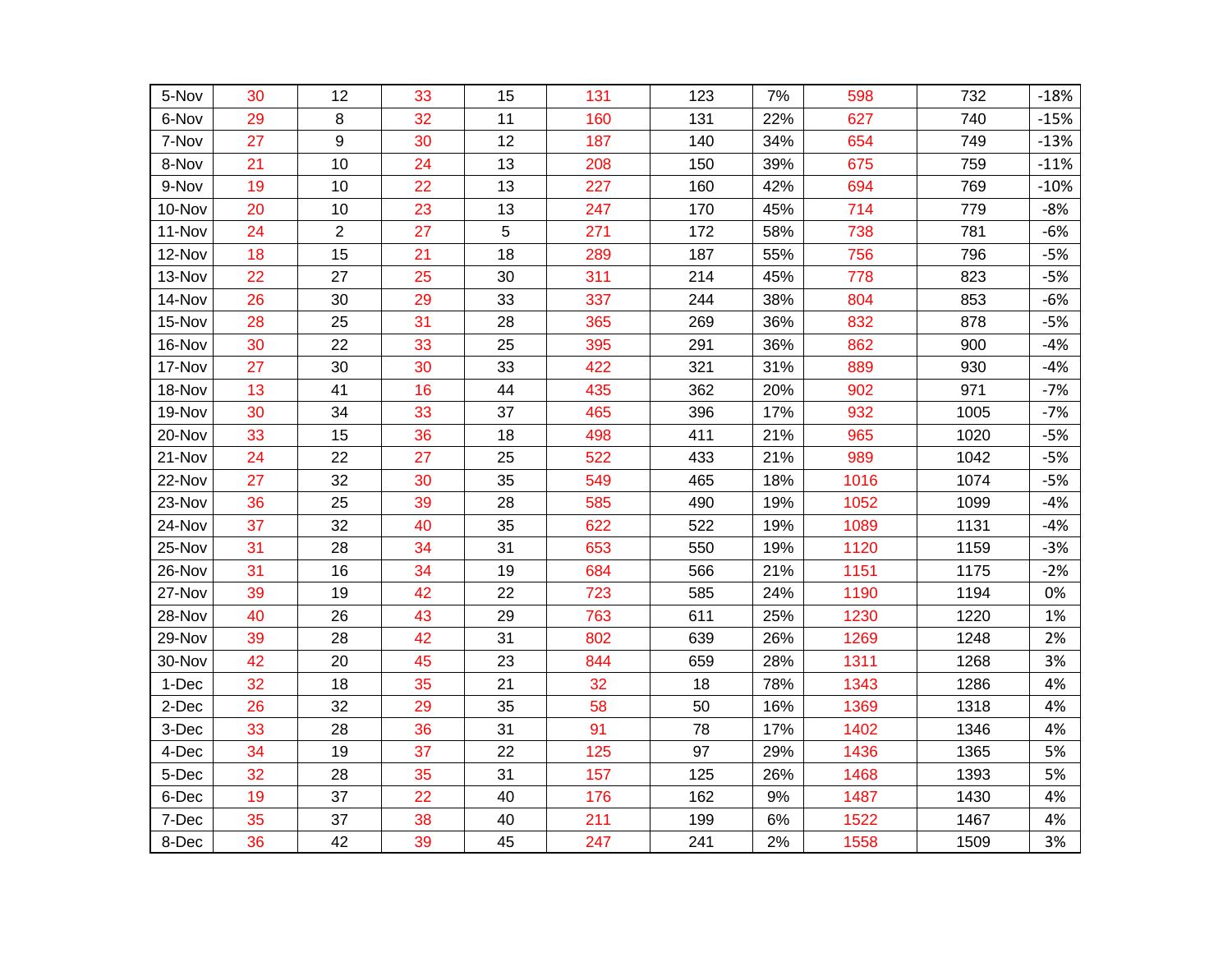| 5-Nov | 30 | 12 | 33 | 15 | 131 | 123 | 7% | 598 | 732 | -18% |
|---|---|---|---|---|---|---|---|---|---|---|
| 6-Nov | 29 | 8 | 32 | 11 | 160 | 131 | 22% | 627 | 740 | -15% |
| 7-Nov | 27 | 9 | 30 | 12 | 187 | 140 | 34% | 654 | 749 | -13% |
| 8-Nov | 21 | 10 | 24 | 13 | 208 | 150 | 39% | 675 | 759 | -11% |
| 9-Nov | 19 | 10 | 22 | 13 | 227 | 160 | 42% | 694 | 769 | -10% |
| 10-Nov | 20 | 10 | 23 | 13 | 247 | 170 | 45% | 714 | 779 | -8% |
| 11-Nov | 24 | 2 | 27 | 5 | 271 | 172 | 58% | 738 | 781 | -6% |
| 12-Nov | 18 | 15 | 21 | 18 | 289 | 187 | 55% | 756 | 796 | -5% |
| 13-Nov | 22 | 27 | 25 | 30 | 311 | 214 | 45% | 778 | 823 | -5% |
| 14-Nov | 26 | 30 | 29 | 33 | 337 | 244 | 38% | 804 | 853 | -6% |
| 15-Nov | 28 | 25 | 31 | 28 | 365 | 269 | 36% | 832 | 878 | -5% |
| 16-Nov | 30 | 22 | 33 | 25 | 395 | 291 | 36% | 862 | 900 | -4% |
| 17-Nov | 27 | 30 | 30 | 33 | 422 | 321 | 31% | 889 | 930 | -4% |
| 18-Nov | 13 | 41 | 16 | 44 | 435 | 362 | 20% | 902 | 971 | -7% |
| 19-Nov | 30 | 34 | 33 | 37 | 465 | 396 | 17% | 932 | 1005 | -7% |
| 20-Nov | 33 | 15 | 36 | 18 | 498 | 411 | 21% | 965 | 1020 | -5% |
| 21-Nov | 24 | 22 | 27 | 25 | 522 | 433 | 21% | 989 | 1042 | -5% |
| 22-Nov | 27 | 32 | 30 | 35 | 549 | 465 | 18% | 1016 | 1074 | -5% |
| 23-Nov | 36 | 25 | 39 | 28 | 585 | 490 | 19% | 1052 | 1099 | -4% |
| 24-Nov | 37 | 32 | 40 | 35 | 622 | 522 | 19% | 1089 | 1131 | -4% |
| 25-Nov | 31 | 28 | 34 | 31 | 653 | 550 | 19% | 1120 | 1159 | -3% |
| 26-Nov | 31 | 16 | 34 | 19 | 684 | 566 | 21% | 1151 | 1175 | -2% |
| 27-Nov | 39 | 19 | 42 | 22 | 723 | 585 | 24% | 1190 | 1194 | 0% |
| 28-Nov | 40 | 26 | 43 | 29 | 763 | 611 | 25% | 1230 | 1220 | 1% |
| 29-Nov | 39 | 28 | 42 | 31 | 802 | 639 | 26% | 1269 | 1248 | 2% |
| 30-Nov | 42 | 20 | 45 | 23 | 844 | 659 | 28% | 1311 | 1268 | 3% |
| 1-Dec | 32 | 18 | 35 | 21 | 32 | 18 | 78% | 1343 | 1286 | 4% |
| 2-Dec | 26 | 32 | 29 | 35 | 58 | 50 | 16% | 1369 | 1318 | 4% |
| 3-Dec | 33 | 28 | 36 | 31 | 91 | 78 | 17% | 1402 | 1346 | 4% |
| 4-Dec | 34 | 19 | 37 | 22 | 125 | 97 | 29% | 1436 | 1365 | 5% |
| 5-Dec | 32 | 28 | 35 | 31 | 157 | 125 | 26% | 1468 | 1393 | 5% |
| 6-Dec | 19 | 37 | 22 | 40 | 176 | 162 | 9% | 1487 | 1430 | 4% |
| 7-Dec | 35 | 37 | 38 | 40 | 211 | 199 | 6% | 1522 | 1467 | 4% |
| 8-Dec | 36 | 42 | 39 | 45 | 247 | 241 | 2% | 1558 | 1509 | 3% |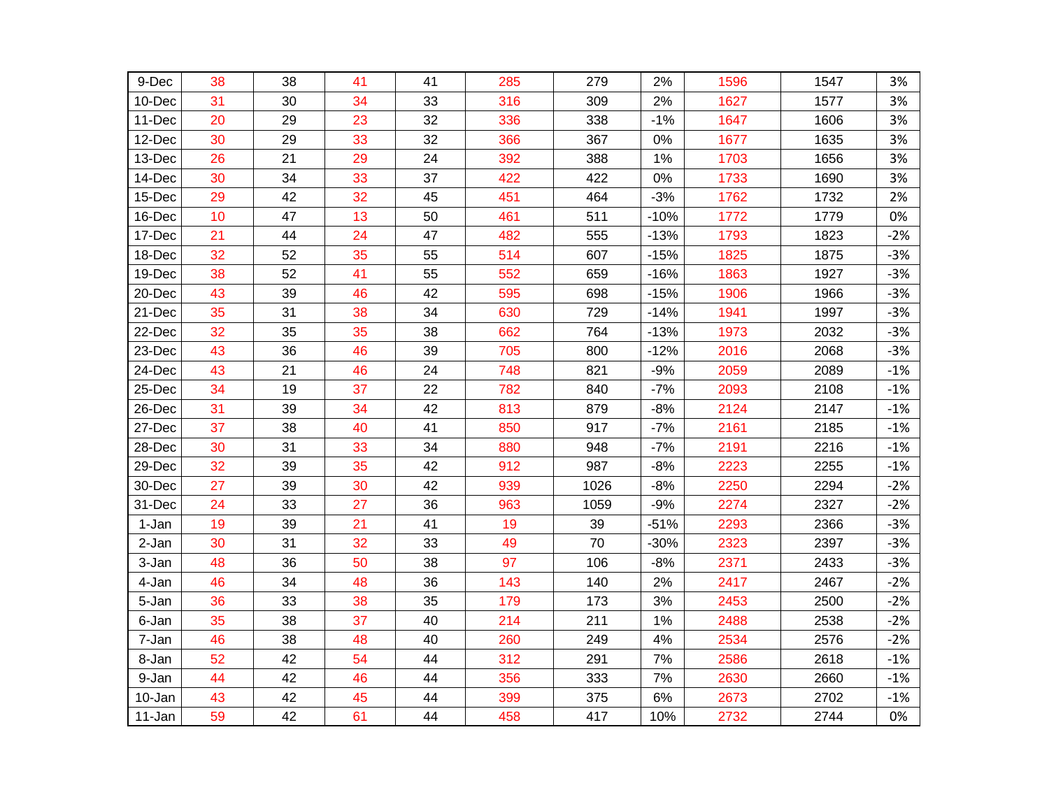| 9-Dec | 38 | 38 | 41 | 41 | 285 | 279 | 2% | 1596 | 1547 | 3% |
|---|---|---|---|---|---|---|---|---|---|---|
| 10-Dec | 31 | 30 | 34 | 33 | 316 | 309 | 2% | 1627 | 1577 | 3% |
| 11-Dec | 20 | 29 | 23 | 32 | 336 | 338 | -1% | 1647 | 1606 | 3% |
| 12-Dec | 30 | 29 | 33 | 32 | 366 | 367 | 0% | 1677 | 1635 | 3% |
| 13-Dec | 26 | 21 | 29 | 24 | 392 | 388 | 1% | 1703 | 1656 | 3% |
| 14-Dec | 30 | 34 | 33 | 37 | 422 | 422 | 0% | 1733 | 1690 | 3% |
| 15-Dec | 29 | 42 | 32 | 45 | 451 | 464 | -3% | 1762 | 1732 | 2% |
| 16-Dec | 10 | 47 | 13 | 50 | 461 | 511 | -10% | 1772 | 1779 | 0% |
| 17-Dec | 21 | 44 | 24 | 47 | 482 | 555 | -13% | 1793 | 1823 | -2% |
| 18-Dec | 32 | 52 | 35 | 55 | 514 | 607 | -15% | 1825 | 1875 | -3% |
| 19-Dec | 38 | 52 | 41 | 55 | 552 | 659 | -16% | 1863 | 1927 | -3% |
| 20-Dec | 43 | 39 | 46 | 42 | 595 | 698 | -15% | 1906 | 1966 | -3% |
| 21-Dec | 35 | 31 | 38 | 34 | 630 | 729 | -14% | 1941 | 1997 | -3% |
| 22-Dec | 32 | 35 | 35 | 38 | 662 | 764 | -13% | 1973 | 2032 | -3% |
| 23-Dec | 43 | 36 | 46 | 39 | 705 | 800 | -12% | 2016 | 2068 | -3% |
| 24-Dec | 43 | 21 | 46 | 24 | 748 | 821 | -9% | 2059 | 2089 | -1% |
| 25-Dec | 34 | 19 | 37 | 22 | 782 | 840 | -7% | 2093 | 2108 | -1% |
| 26-Dec | 31 | 39 | 34 | 42 | 813 | 879 | -8% | 2124 | 2147 | -1% |
| 27-Dec | 37 | 38 | 40 | 41 | 850 | 917 | -7% | 2161 | 2185 | -1% |
| 28-Dec | 30 | 31 | 33 | 34 | 880 | 948 | -7% | 2191 | 2216 | -1% |
| 29-Dec | 32 | 39 | 35 | 42 | 912 | 987 | -8% | 2223 | 2255 | -1% |
| 30-Dec | 27 | 39 | 30 | 42 | 939 | 1026 | -8% | 2250 | 2294 | -2% |
| 31-Dec | 24 | 33 | 27 | 36 | 963 | 1059 | -9% | 2274 | 2327 | -2% |
| 1-Jan | 19 | 39 | 21 | 41 | 19 | 39 | -51% | 2293 | 2366 | -3% |
| 2-Jan | 30 | 31 | 32 | 33 | 49 | 70 | -30% | 2323 | 2397 | -3% |
| 3-Jan | 48 | 36 | 50 | 38 | 97 | 106 | -8% | 2371 | 2433 | -3% |
| 4-Jan | 46 | 34 | 48 | 36 | 143 | 140 | 2% | 2417 | 2467 | -2% |
| 5-Jan | 36 | 33 | 38 | 35 | 179 | 173 | 3% | 2453 | 2500 | -2% |
| 6-Jan | 35 | 38 | 37 | 40 | 214 | 211 | 1% | 2488 | 2538 | -2% |
| 7-Jan | 46 | 38 | 48 | 40 | 260 | 249 | 4% | 2534 | 2576 | -2% |
| 8-Jan | 52 | 42 | 54 | 44 | 312 | 291 | 7% | 2586 | 2618 | -1% |
| 9-Jan | 44 | 42 | 46 | 44 | 356 | 333 | 7% | 2630 | 2660 | -1% |
| 10-Jan | 43 | 42 | 45 | 44 | 399 | 375 | 6% | 2673 | 2702 | -1% |
| 11-Jan | 59 | 42 | 61 | 44 | 458 | 417 | 10% | 2732 | 2744 | 0% |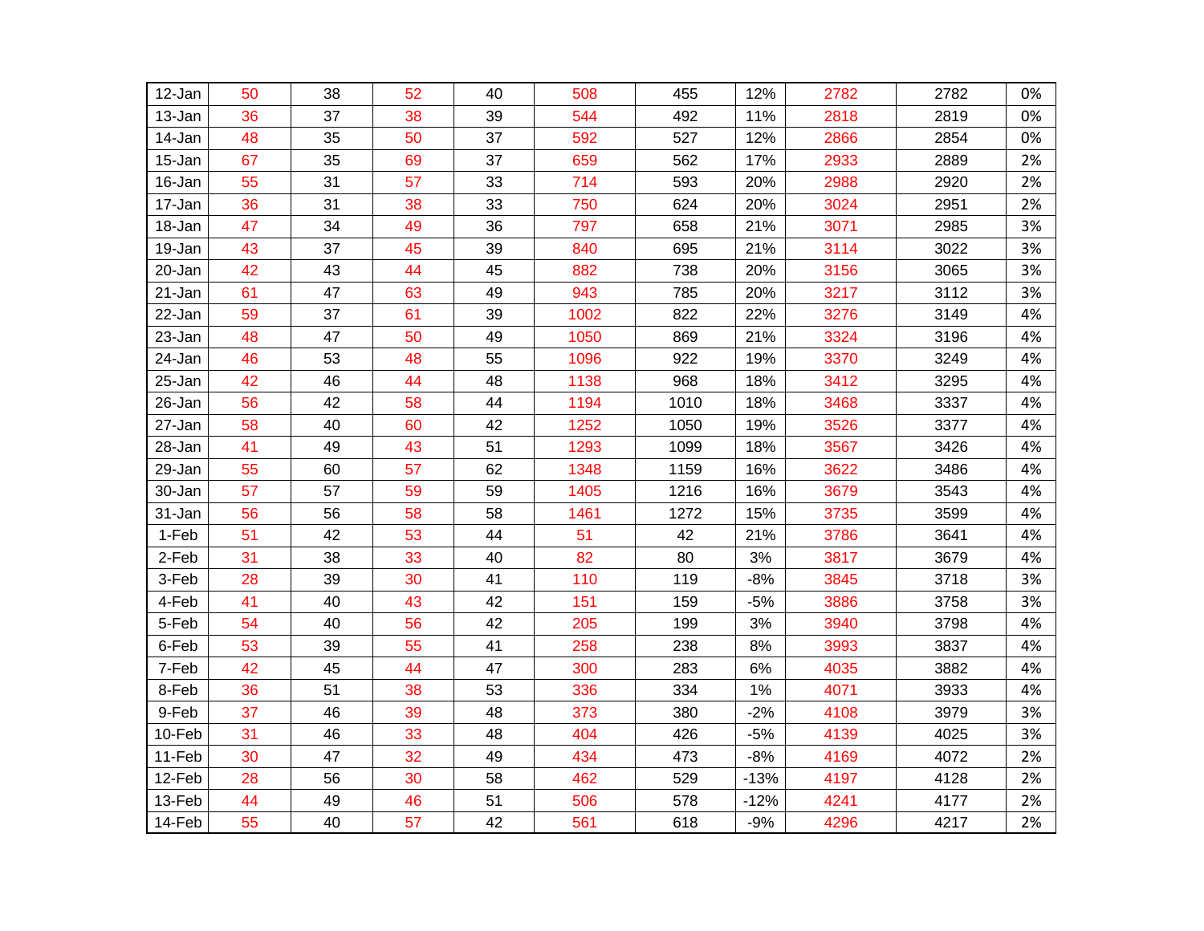| 12-Jan | 50 | 38 | 52 | 40 | 508 | 455 | 12% | 2782 | 2782 | 0% |
|---|---|---|---|---|---|---|---|---|---|---|
| 13-Jan | 36 | 37 | 38 | 39 | 544 | 492 | 11% | 2818 | 2819 | 0% |
| 14-Jan | 48 | 35 | 50 | 37 | 592 | 527 | 12% | 2866 | 2854 | 0% |
| 15-Jan | 67 | 35 | 69 | 37 | 659 | 562 | 17% | 2933 | 2889 | 2% |
| 16-Jan | 55 | 31 | 57 | 33 | 714 | 593 | 20% | 2988 | 2920 | 2% |
| 17-Jan | 36 | 31 | 38 | 33 | 750 | 624 | 20% | 3024 | 2951 | 2% |
| 18-Jan | 47 | 34 | 49 | 36 | 797 | 658 | 21% | 3071 | 2985 | 3% |
| 19-Jan | 43 | 37 | 45 | 39 | 840 | 695 | 21% | 3114 | 3022 | 3% |
| 20-Jan | 42 | 43 | 44 | 45 | 882 | 738 | 20% | 3156 | 3065 | 3% |
| 21-Jan | 61 | 47 | 63 | 49 | 943 | 785 | 20% | 3217 | 3112 | 3% |
| 22-Jan | 59 | 37 | 61 | 39 | 1002 | 822 | 22% | 3276 | 3149 | 4% |
| 23-Jan | 48 | 47 | 50 | 49 | 1050 | 869 | 21% | 3324 | 3196 | 4% |
| 24-Jan | 46 | 53 | 48 | 55 | 1096 | 922 | 19% | 3370 | 3249 | 4% |
| 25-Jan | 42 | 46 | 44 | 48 | 1138 | 968 | 18% | 3412 | 3295 | 4% |
| 26-Jan | 56 | 42 | 58 | 44 | 1194 | 1010 | 18% | 3468 | 3337 | 4% |
| 27-Jan | 58 | 40 | 60 | 42 | 1252 | 1050 | 19% | 3526 | 3377 | 4% |
| 28-Jan | 41 | 49 | 43 | 51 | 1293 | 1099 | 18% | 3567 | 3426 | 4% |
| 29-Jan | 55 | 60 | 57 | 62 | 1348 | 1159 | 16% | 3622 | 3486 | 4% |
| 30-Jan | 57 | 57 | 59 | 59 | 1405 | 1216 | 16% | 3679 | 3543 | 4% |
| 31-Jan | 56 | 56 | 58 | 58 | 1461 | 1272 | 15% | 3735 | 3599 | 4% |
| 1-Feb | 51 | 42 | 53 | 44 | 51 | 42 | 21% | 3786 | 3641 | 4% |
| 2-Feb | 31 | 38 | 33 | 40 | 82 | 80 | 3% | 3817 | 3679 | 4% |
| 3-Feb | 28 | 39 | 30 | 41 | 110 | 119 | -8% | 3845 | 3718 | 3% |
| 4-Feb | 41 | 40 | 43 | 42 | 151 | 159 | -5% | 3886 | 3758 | 3% |
| 5-Feb | 54 | 40 | 56 | 42 | 205 | 199 | 3% | 3940 | 3798 | 4% |
| 6-Feb | 53 | 39 | 55 | 41 | 258 | 238 | 8% | 3993 | 3837 | 4% |
| 7-Feb | 42 | 45 | 44 | 47 | 300 | 283 | 6% | 4035 | 3882 | 4% |
| 8-Feb | 36 | 51 | 38 | 53 | 336 | 334 | 1% | 4071 | 3933 | 4% |
| 9-Feb | 37 | 46 | 39 | 48 | 373 | 380 | -2% | 4108 | 3979 | 3% |
| 10-Feb | 31 | 46 | 33 | 48 | 404 | 426 | -5% | 4139 | 4025 | 3% |
| 11-Feb | 30 | 47 | 32 | 49 | 434 | 473 | -8% | 4169 | 4072 | 2% |
| 12-Feb | 28 | 56 | 30 | 58 | 462 | 529 | -13% | 4197 | 4128 | 2% |
| 13-Feb | 44 | 49 | 46 | 51 | 506 | 578 | -12% | 4241 | 4177 | 2% |
| 14-Feb | 55 | 40 | 57 | 42 | 561 | 618 | -9% | 4296 | 4217 | 2% |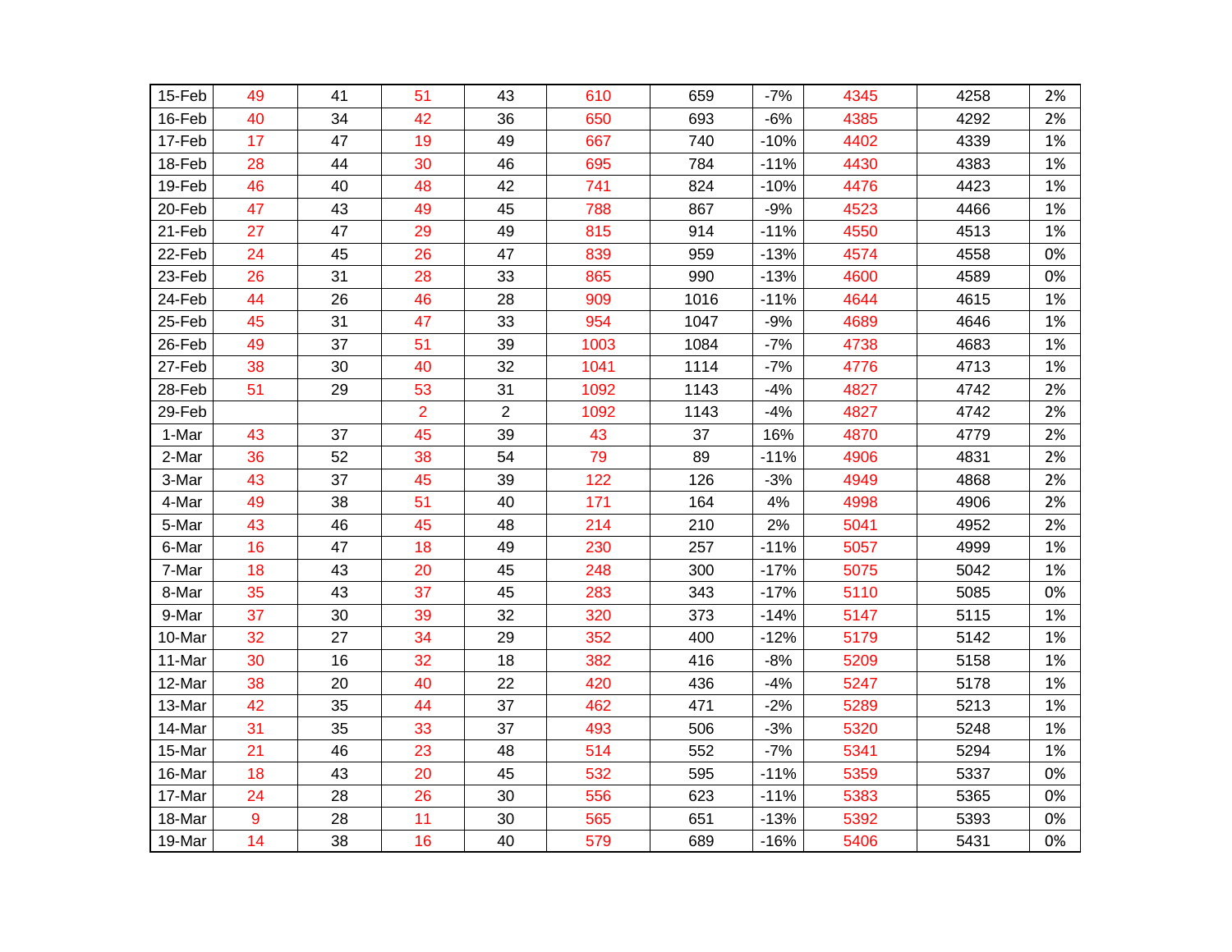| | | | | | | | | | | |
|---|---|---|---|---|---|---|---|---|---|---|
| 15-Feb | 49 | 41 | 51 | 43 | 610 | 659 | -7% | 4345 | 4258 | 2% |
| 16-Feb | 40 | 34 | 42 | 36 | 650 | 693 | -6% | 4385 | 4292 | 2% |
| 17-Feb | 17 | 47 | 19 | 49 | 667 | 740 | -10% | 4402 | 4339 | 1% |
| 18-Feb | 28 | 44 | 30 | 46 | 695 | 784 | -11% | 4430 | 4383 | 1% |
| 19-Feb | 46 | 40 | 48 | 42 | 741 | 824 | -10% | 4476 | 4423 | 1% |
| 20-Feb | 47 | 43 | 49 | 45 | 788 | 867 | -9% | 4523 | 4466 | 1% |
| 21-Feb | 27 | 47 | 29 | 49 | 815 | 914 | -11% | 4550 | 4513 | 1% |
| 22-Feb | 24 | 45 | 26 | 47 | 839 | 959 | -13% | 4574 | 4558 | 0% |
| 23-Feb | 26 | 31 | 28 | 33 | 865 | 990 | -13% | 4600 | 4589 | 0% |
| 24-Feb | 44 | 26 | 46 | 28 | 909 | 1016 | -11% | 4644 | 4615 | 1% |
| 25-Feb | 45 | 31 | 47 | 33 | 954 | 1047 | -9% | 4689 | 4646 | 1% |
| 26-Feb | 49 | 37 | 51 | 39 | 1003 | 1084 | -7% | 4738 | 4683 | 1% |
| 27-Feb | 38 | 30 | 40 | 32 | 1041 | 1114 | -7% | 4776 | 4713 | 1% |
| 28-Feb | 51 | 29 | 53 | 31 | 1092 | 1143 | -4% | 4827 | 4742 | 2% |
| 29-Feb | | | 2 | 2 | 1092 | 1143 | -4% | 4827 | 4742 | 2% |
| 1-Mar | 43 | 37 | 45 | 39 | 43 | 37 | 16% | 4870 | 4779 | 2% |
| 2-Mar | 36 | 52 | 38 | 54 | 79 | 89 | -11% | 4906 | 4831 | 2% |
| 3-Mar | 43 | 37 | 45 | 39 | 122 | 126 | -3% | 4949 | 4868 | 2% |
| 4-Mar | 49 | 38 | 51 | 40 | 171 | 164 | 4% | 4998 | 4906 | 2% |
| 5-Mar | 43 | 46 | 45 | 48 | 214 | 210 | 2% | 5041 | 4952 | 2% |
| 6-Mar | 16 | 47 | 18 | 49 | 230 | 257 | -11% | 5057 | 4999 | 1% |
| 7-Mar | 18 | 43 | 20 | 45 | 248 | 300 | -17% | 5075 | 5042 | 1% |
| 8-Mar | 35 | 43 | 37 | 45 | 283 | 343 | -17% | 5110 | 5085 | 0% |
| 9-Mar | 37 | 30 | 39 | 32 | 320 | 373 | -14% | 5147 | 5115 | 1% |
| 10-Mar | 32 | 27 | 34 | 29 | 352 | 400 | -12% | 5179 | 5142 | 1% |
| 11-Mar | 30 | 16 | 32 | 18 | 382 | 416 | -8% | 5209 | 5158 | 1% |
| 12-Mar | 38 | 20 | 40 | 22 | 420 | 436 | -4% | 5247 | 5178 | 1% |
| 13-Mar | 42 | 35 | 44 | 37 | 462 | 471 | -2% | 5289 | 5213 | 1% |
| 14-Mar | 31 | 35 | 33 | 37 | 493 | 506 | -3% | 5320 | 5248 | 1% |
| 15-Mar | 21 | 46 | 23 | 48 | 514 | 552 | -7% | 5341 | 5294 | 1% |
| 16-Mar | 18 | 43 | 20 | 45 | 532 | 595 | -11% | 5359 | 5337 | 0% |
| 17-Mar | 24 | 28 | 26 | 30 | 556 | 623 | -11% | 5383 | 5365 | 0% |
| 18-Mar | 9 | 28 | 11 | 30 | 565 | 651 | -13% | 5392 | 5393 | 0% |
| 19-Mar | 14 | 38 | 16 | 40 | 579 | 689 | -16% | 5406 | 5431 | 0% |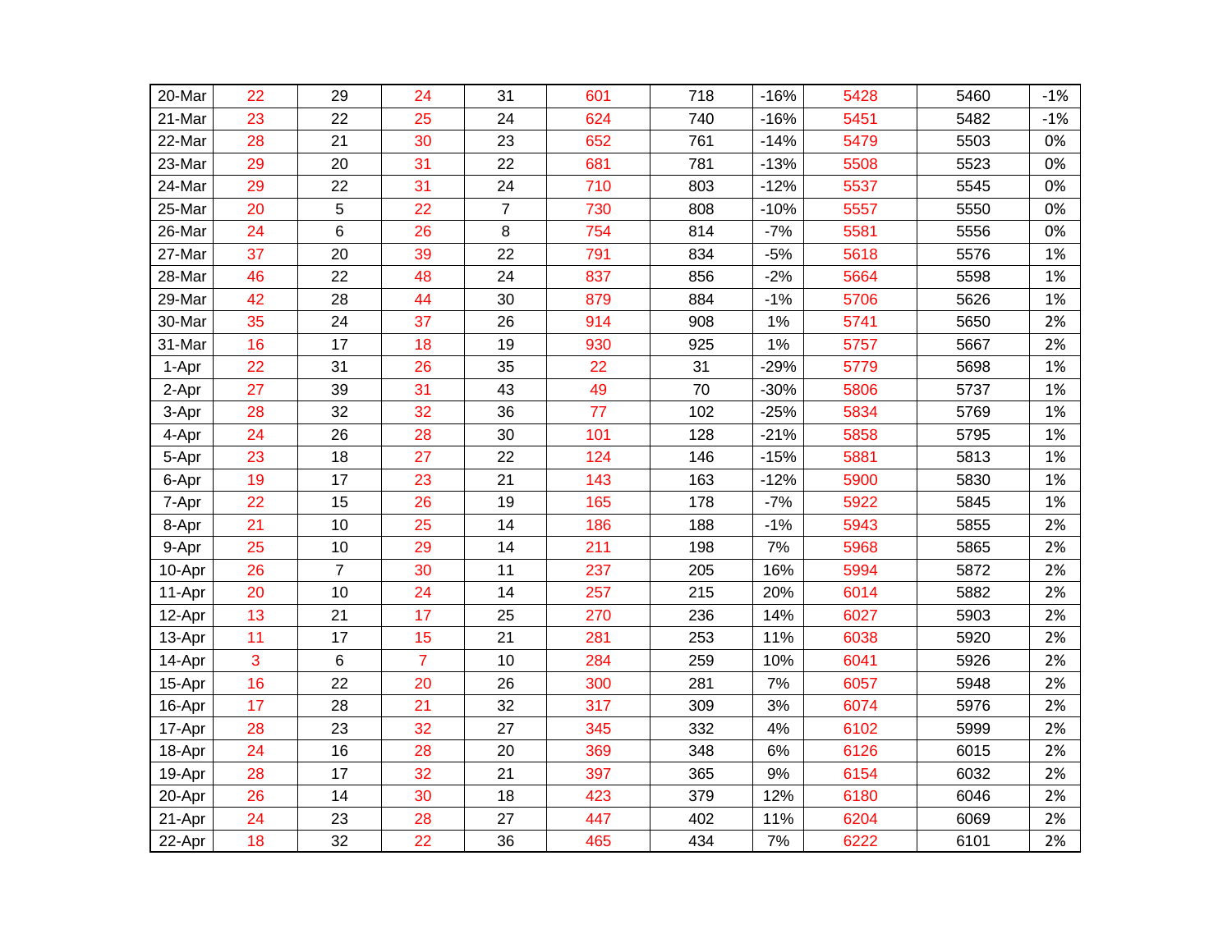| | | | | | | | | | | |
|---|---|---|---|---|---|---|---|---|---|---|
| 20-Mar | 22 | 29 | 24 | 31 | 601 | 718 | -16% | 5428 | 5460 | -1% |
| 21-Mar | 23 | 22 | 25 | 24 | 624 | 740 | -16% | 5451 | 5482 | -1% |
| 22-Mar | 28 | 21 | 30 | 23 | 652 | 761 | -14% | 5479 | 5503 | 0% |
| 23-Mar | 29 | 20 | 31 | 22 | 681 | 781 | -13% | 5508 | 5523 | 0% |
| 24-Mar | 29 | 22 | 31 | 24 | 710 | 803 | -12% | 5537 | 5545 | 0% |
| 25-Mar | 20 | 5 | 22 | 7 | 730 | 808 | -10% | 5557 | 5550 | 0% |
| 26-Mar | 24 | 6 | 26 | 8 | 754 | 814 | -7% | 5581 | 5556 | 0% |
| 27-Mar | 37 | 20 | 39 | 22 | 791 | 834 | -5% | 5618 | 5576 | 1% |
| 28-Mar | 46 | 22 | 48 | 24 | 837 | 856 | -2% | 5664 | 5598 | 1% |
| 29-Mar | 42 | 28 | 44 | 30 | 879 | 884 | -1% | 5706 | 5626 | 1% |
| 30-Mar | 35 | 24 | 37 | 26 | 914 | 908 | 1% | 5741 | 5650 | 2% |
| 31-Mar | 16 | 17 | 18 | 19 | 930 | 925 | 1% | 5757 | 5667 | 2% |
| 1-Apr | 22 | 31 | 26 | 35 | 22 | 31 | -29% | 5779 | 5698 | 1% |
| 2-Apr | 27 | 39 | 31 | 43 | 49 | 70 | -30% | 5806 | 5737 | 1% |
| 3-Apr | 28 | 32 | 32 | 36 | 77 | 102 | -25% | 5834 | 5769 | 1% |
| 4-Apr | 24 | 26 | 28 | 30 | 101 | 128 | -21% | 5858 | 5795 | 1% |
| 5-Apr | 23 | 18 | 27 | 22 | 124 | 146 | -15% | 5881 | 5813 | 1% |
| 6-Apr | 19 | 17 | 23 | 21 | 143 | 163 | -12% | 5900 | 5830 | 1% |
| 7-Apr | 22 | 15 | 26 | 19 | 165 | 178 | -7% | 5922 | 5845 | 1% |
| 8-Apr | 21 | 10 | 25 | 14 | 186 | 188 | -1% | 5943 | 5855 | 2% |
| 9-Apr | 25 | 10 | 29 | 14 | 211 | 198 | 7% | 5968 | 5865 | 2% |
| 10-Apr | 26 | 7 | 30 | 11 | 237 | 205 | 16% | 5994 | 5872 | 2% |
| 11-Apr | 20 | 10 | 24 | 14 | 257 | 215 | 20% | 6014 | 5882 | 2% |
| 12-Apr | 13 | 21 | 17 | 25 | 270 | 236 | 14% | 6027 | 5903 | 2% |
| 13-Apr | 11 | 17 | 15 | 21 | 281 | 253 | 11% | 6038 | 5920 | 2% |
| 14-Apr | 3 | 6 | 7 | 10 | 284 | 259 | 10% | 6041 | 5926 | 2% |
| 15-Apr | 16 | 22 | 20 | 26 | 300 | 281 | 7% | 6057 | 5948 | 2% |
| 16-Apr | 17 | 28 | 21 | 32 | 317 | 309 | 3% | 6074 | 5976 | 2% |
| 17-Apr | 28 | 23 | 32 | 27 | 345 | 332 | 4% | 6102 | 5999 | 2% |
| 18-Apr | 24 | 16 | 28 | 20 | 369 | 348 | 6% | 6126 | 6015 | 2% |
| 19-Apr | 28 | 17 | 32 | 21 | 397 | 365 | 9% | 6154 | 6032 | 2% |
| 20-Apr | 26 | 14 | 30 | 18 | 423 | 379 | 12% | 6180 | 6046 | 2% |
| 21-Apr | 24 | 23 | 28 | 27 | 447 | 402 | 11% | 6204 | 6069 | 2% |
| 22-Apr | 18 | 32 | 22 | 36 | 465 | 434 | 7% | 6222 | 6101 | 2% |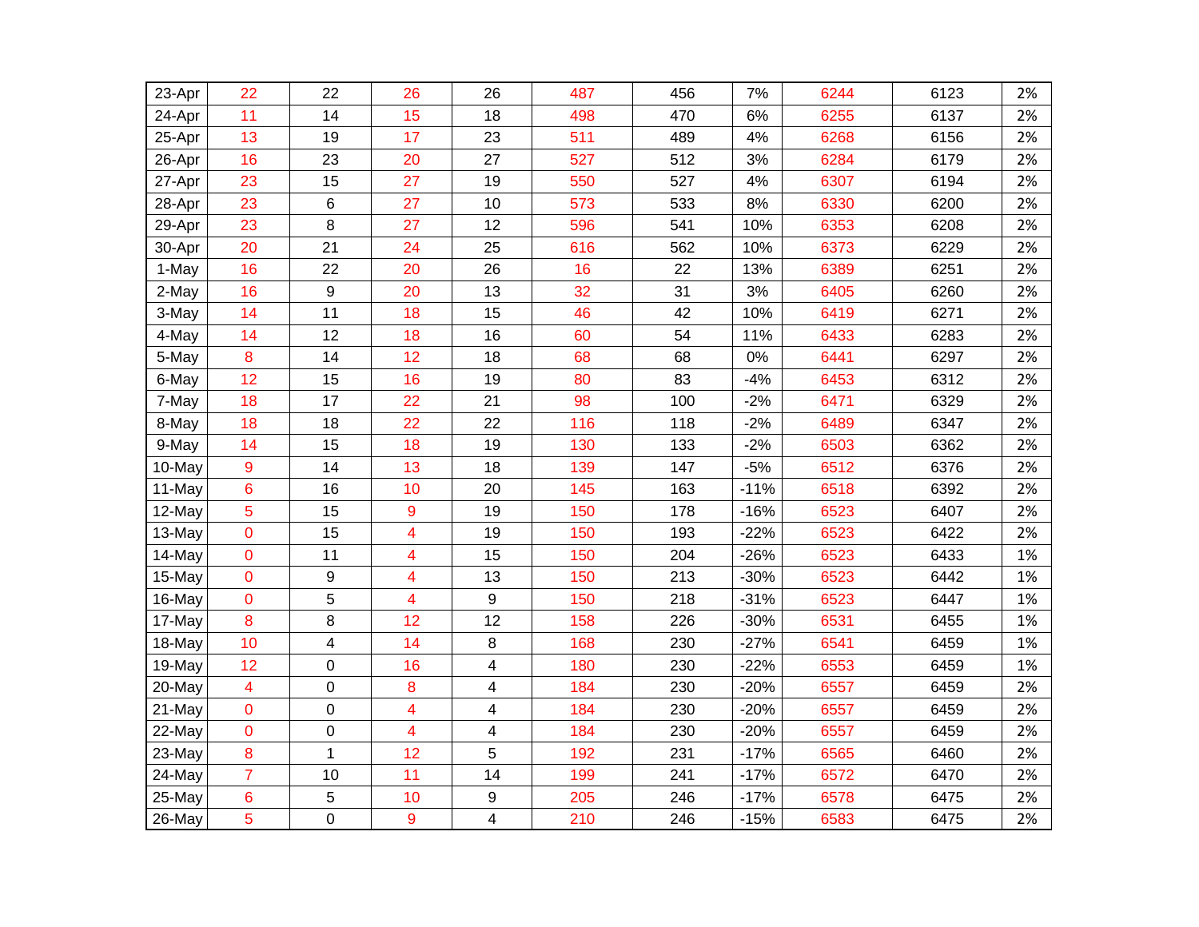| | | | | | | | | | | |
|---|---|---|---|---|---|---|---|---|---|---|
| 23-Apr | 22 | 22 | 26 | 26 | 487 | 456 | 7% | 6244 | 6123 | 2% |
| 24-Apr | 11 | 14 | 15 | 18 | 498 | 470 | 6% | 6255 | 6137 | 2% |
| 25-Apr | 13 | 19 | 17 | 23 | 511 | 489 | 4% | 6268 | 6156 | 2% |
| 26-Apr | 16 | 23 | 20 | 27 | 527 | 512 | 3% | 6284 | 6179 | 2% |
| 27-Apr | 23 | 15 | 27 | 19 | 550 | 527 | 4% | 6307 | 6194 | 2% |
| 28-Apr | 23 | 6 | 27 | 10 | 573 | 533 | 8% | 6330 | 6200 | 2% |
| 29-Apr | 23 | 8 | 27 | 12 | 596 | 541 | 10% | 6353 | 6208 | 2% |
| 30-Apr | 20 | 21 | 24 | 25 | 616 | 562 | 10% | 6373 | 6229 | 2% |
| 1-May | 16 | 22 | 20 | 26 | 16 | 22 | 13% | 6389 | 6251 | 2% |
| 2-May | 16 | 9 | 20 | 13 | 32 | 31 | 3% | 6405 | 6260 | 2% |
| 3-May | 14 | 11 | 18 | 15 | 46 | 42 | 10% | 6419 | 6271 | 2% |
| 4-May | 14 | 12 | 18 | 16 | 60 | 54 | 11% | 6433 | 6283 | 2% |
| 5-May | 8 | 14 | 12 | 18 | 68 | 68 | 0% | 6441 | 6297 | 2% |
| 6-May | 12 | 15 | 16 | 19 | 80 | 83 | -4% | 6453 | 6312 | 2% |
| 7-May | 18 | 17 | 22 | 21 | 98 | 100 | -2% | 6471 | 6329 | 2% |
| 8-May | 18 | 18 | 22 | 22 | 116 | 118 | -2% | 6489 | 6347 | 2% |
| 9-May | 14 | 15 | 18 | 19 | 130 | 133 | -2% | 6503 | 6362 | 2% |
| 10-May | 9 | 14 | 13 | 18 | 139 | 147 | -5% | 6512 | 6376 | 2% |
| 11-May | 6 | 16 | 10 | 20 | 145 | 163 | -11% | 6518 | 6392 | 2% |
| 12-May | 5 | 15 | 9 | 19 | 150 | 178 | -16% | 6523 | 6407 | 2% |
| 13-May | 0 | 15 | 4 | 19 | 150 | 193 | -22% | 6523 | 6422 | 2% |
| 14-May | 0 | 11 | 4 | 15 | 150 | 204 | -26% | 6523 | 6433 | 1% |
| 15-May | 0 | 9 | 4 | 13 | 150 | 213 | -30% | 6523 | 6442 | 1% |
| 16-May | 0 | 5 | 4 | 9 | 150 | 218 | -31% | 6523 | 6447 | 1% |
| 17-May | 8 | 8 | 12 | 12 | 158 | 226 | -30% | 6531 | 6455 | 1% |
| 18-May | 10 | 4 | 14 | 8 | 168 | 230 | -27% | 6541 | 6459 | 1% |
| 19-May | 12 | 0 | 16 | 4 | 180 | 230 | -22% | 6553 | 6459 | 1% |
| 20-May | 4 | 0 | 8 | 4 | 184 | 230 | -20% | 6557 | 6459 | 2% |
| 21-May | 0 | 0 | 4 | 4 | 184 | 230 | -20% | 6557 | 6459 | 2% |
| 22-May | 0 | 0 | 4 | 4 | 184 | 230 | -20% | 6557 | 6459 | 2% |
| 23-May | 8 | 1 | 12 | 5 | 192 | 231 | -17% | 6565 | 6460 | 2% |
| 24-May | 7 | 10 | 11 | 14 | 199 | 241 | -17% | 6572 | 6470 | 2% |
| 25-May | 6 | 5 | 10 | 9 | 205 | 246 | -17% | 6578 | 6475 | 2% |
| 26-May | 5 | 0 | 9 | 4 | 210 | 246 | -15% | 6583 | 6475 | 2% |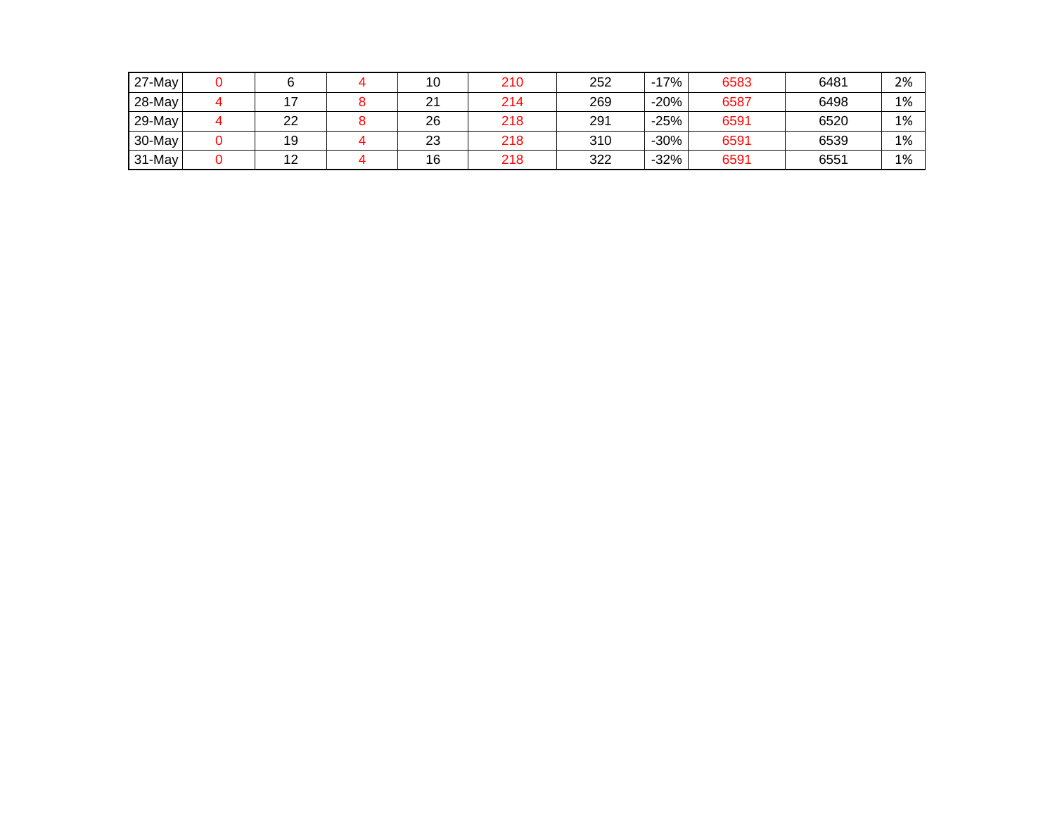| | | | | | | | | | | |
|---|---|---|---|---|---|---|---|---|---|---|
| 27-May | 0 | 6 | 4 | 10 | 210 | 252 | -17% | 6583 | 6481 | 2% |
| 28-May | 4 | 17 | 8 | 21 | 214 | 269 | -20% | 6587 | 6498 | 1% |
| 29-May | 4 | 22 | 8 | 26 | 218 | 291 | -25% | 6591 | 6520 | 1% |
| 30-May | 0 | 19 | 4 | 23 | 218 | 310 | -30% | 6591 | 6539 | 1% |
| 31-May | 0 | 12 | 4 | 16 | 218 | 322 | -32% | 6591 | 6551 | 1% |